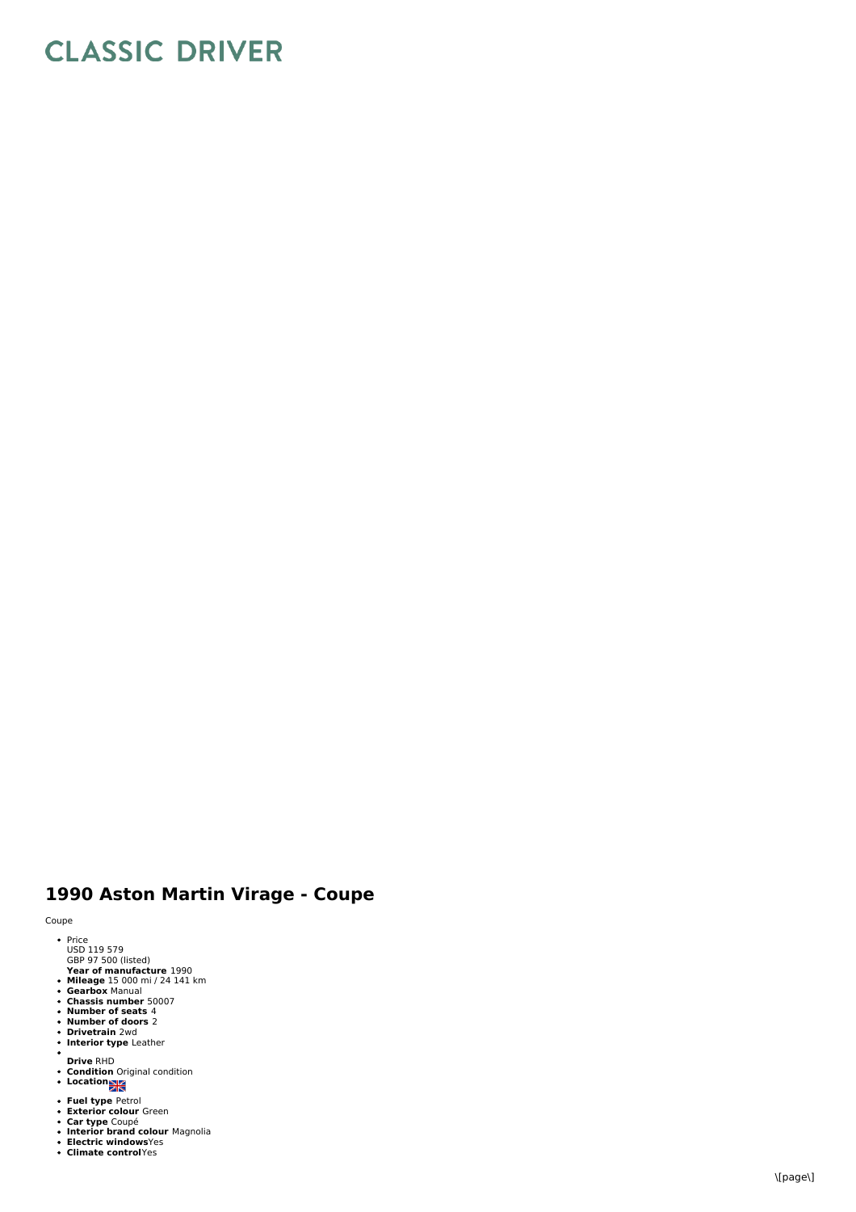# CLASSIC DRIVER

## 1990 Aston Martin Virage - Coupe

Coupe

- Price
  USD 119 579
  GBP 97 500 (listed)
  **Year of manufacture** 1990
- **Mileage** 15 000 mi / 24 141 km
- **Gearbox** Manual
- **Chassis number** 50007
- **Number of seats** 4
- **Number of doors** 2
- **Drivetrain** 2wd
- **Interior type** Leather
-
  **Drive** RHD
- **Condition** Original condition
- **Location**
- **Fuel type** Petrol
- **Exterior colour** Green
- **Car type** Coupé
- **Interior brand colour** Magnolia
- **Electric windows** Yes
- **Climate control** Yes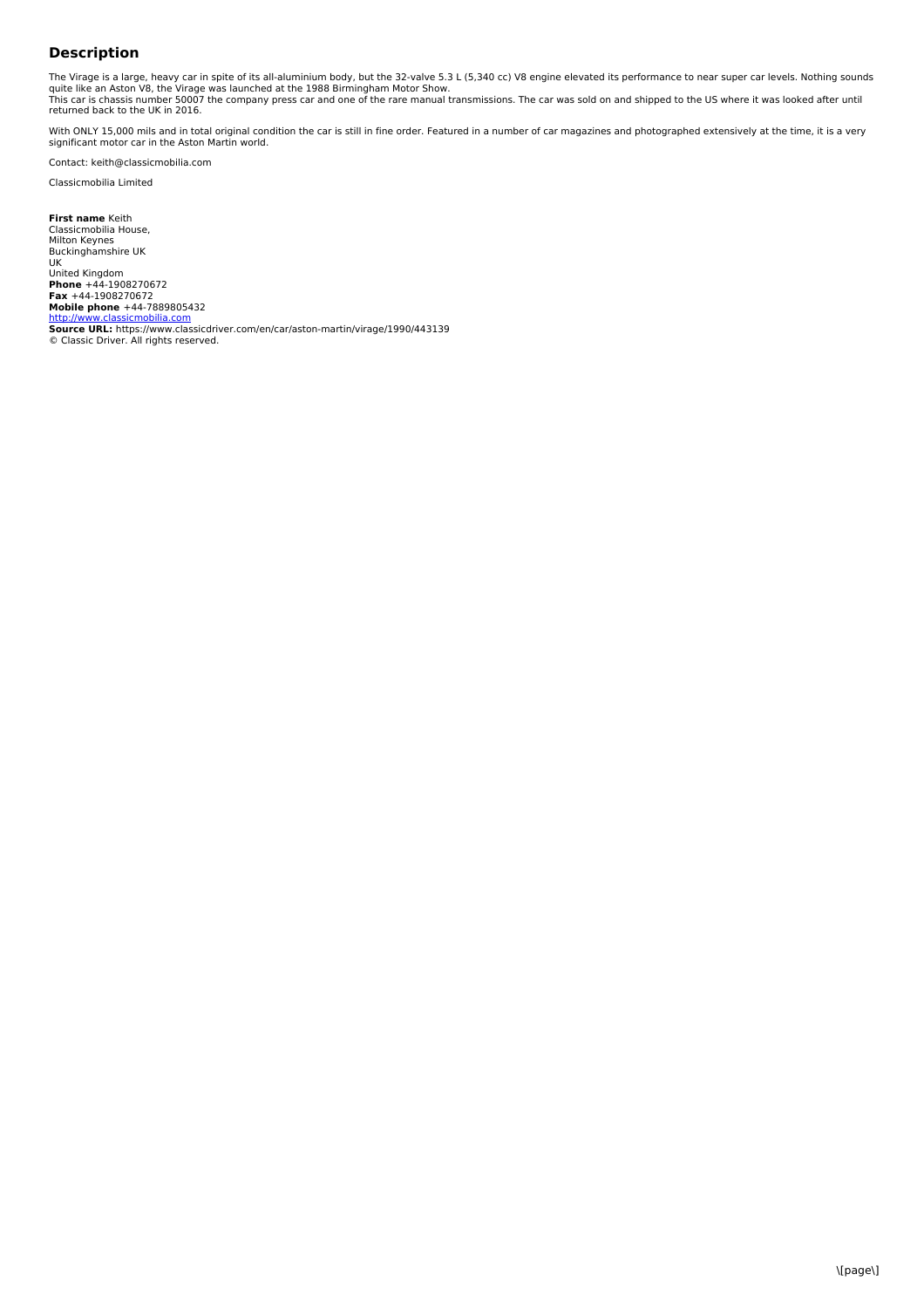## Description

The Virage is a large, heavy car in spite of its all-aluminium body, but the 32-valve 5.3 L (5,340 cc) V8 engine elevated its performance to near super car levels. Nothing sounds quite like an Aston V8, the Virage was launched at the 1988 Birmingham Motor Show.
This car is chassis number 50007 the company press car and one of the rare manual transmissions. The car was sold on and shipped to the US where it was looked after until returned back to the UK in 2016.

With ONLY 15,000 mils and in total original condition the car is still in fine order. Featured in a number of car magazines and photographed extensively at the time, it is a very significant motor car in the Aston Martin world.

Contact: keith@classicmobilia.com

Classicmobilia Limited

**First name** Keith
Classicmobilia House,
Milton Keynes
Buckinghamshire UK
UK
United Kingdom
**Phone** +44-1908270672
**Fax** +44-1908270672
**Mobile phone** +44-7889805432
http://www.classicmobilia.com
**Source URL:** https://www.classicdriver.com/en/car/aston-martin/virage/1990/443139
© Classic Driver. All rights reserved.